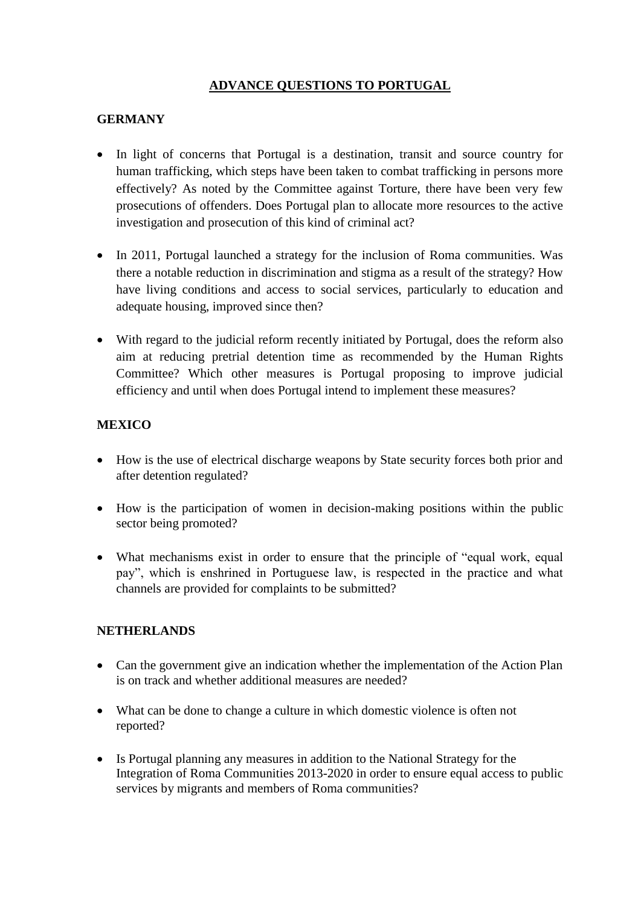# ADVANCE QUESTIONS TO PORTUGAL

## GERMANY

- In light of concerns that Portugal is a destination, transit and source country for human trafficking, which steps have been taken to combat trafficking in persons more effectively? As noted by the Committee against Torture, there have been very few prosecutions of offenders. Does Portugal plan to allocate more resources to the active investigation and prosecution of this kind of criminal act?
- In 2011, Portugal launched a strategy for the inclusion of Roma communities. Was there a notable reduction in discrimination and stigma as a result of the strategy? How have living conditions and access to social services, particularly to education and adequate housing, improved since then?
- With regard to the judicial reform recently initiated by Portugal, does the reform also aim at reducing pretrial detention time as recommended by the Human Rights Committee? Which other measures is Portugal proposing to improve judicial efficiency and until when does Portugal intend to implement these measures?

## MEXICO

- How is the use of electrical discharge weapons by State security forces both prior and after detention regulated?
- How is the participation of women in decision-making positions within the public sector being promoted?
- What mechanisms exist in order to ensure that the principle of "equal work, equal pay", which is enshrined in Portuguese law, is respected in the practice and what channels are provided for complaints to be submitted?

## NETHERLANDS

- Can the government give an indication whether the implementation of the Action Plan is on track and whether additional measures are needed?
- What can be done to change a culture in which domestic violence is often not reported?
- Is Portugal planning any measures in addition to the National Strategy for the Integration of Roma Communities 2013-2020 in order to ensure equal access to public services by migrants and members of Roma communities?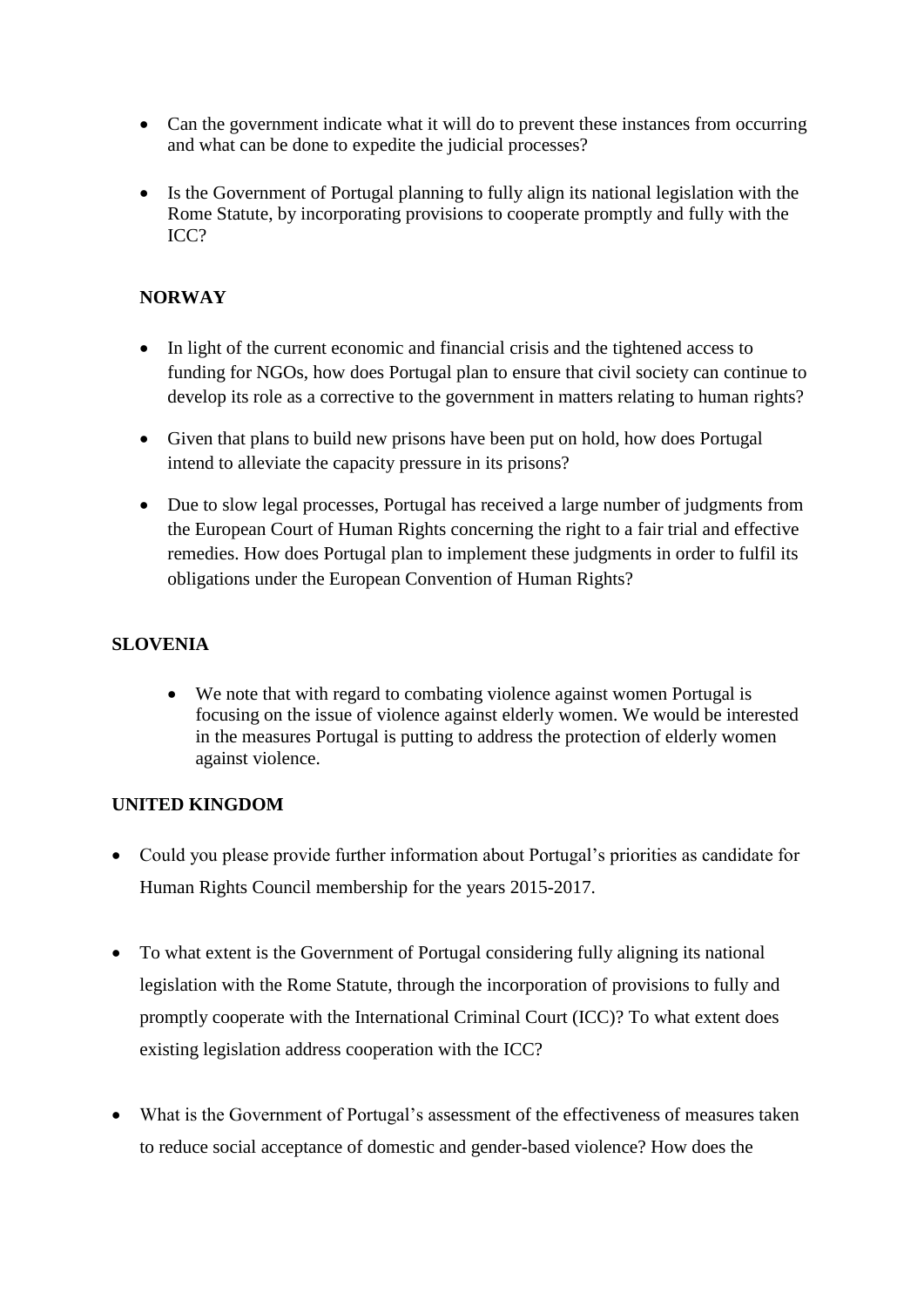- Can the government indicate what it will do to prevent these instances from occurring and what can be done to expedite the judicial processes?

- Is the Government of Portugal planning to fully align its national legislation with the Rome Statute, by incorporating provisions to cooperate promptly and fully with the ICC?

**NORWAY**

- In light of the current economic and financial crisis and the tightened access to funding for NGOs, how does Portugal plan to ensure that civil society can continue to develop its role as a corrective to the government in matters relating to human rights?

- Given that plans to build new prisons have been put on hold, how does Portugal intend to alleviate the capacity pressure in its prisons?

- Due to slow legal processes, Portugal has received a large number of judgments from the European Court of Human Rights concerning the right to a fair trial and effective remedies. How does Portugal plan to implement these judgments in order to fulfil its obligations under the European Convention of Human Rights?

**SLOVENIA**

- We note that with regard to combating violence against women Portugal is focusing on the issue of violence against elderly women. We would be interested in the measures Portugal is putting to address the protection of elderly women against violence.

**UNITED KINGDOM**

- Could you please provide further information about Portugal's priorities as candidate for Human Rights Council membership for the years 2015-2017.

- To what extent is the Government of Portugal considering fully aligning its national legislation with the Rome Statute, through the incorporation of provisions to fully and promptly cooperate with the International Criminal Court (ICC)? To what extent does existing legislation address cooperation with the ICC?

- What is the Government of Portugal's assessment of the effectiveness of measures taken to reduce social acceptance of domestic and gender-based violence? How does the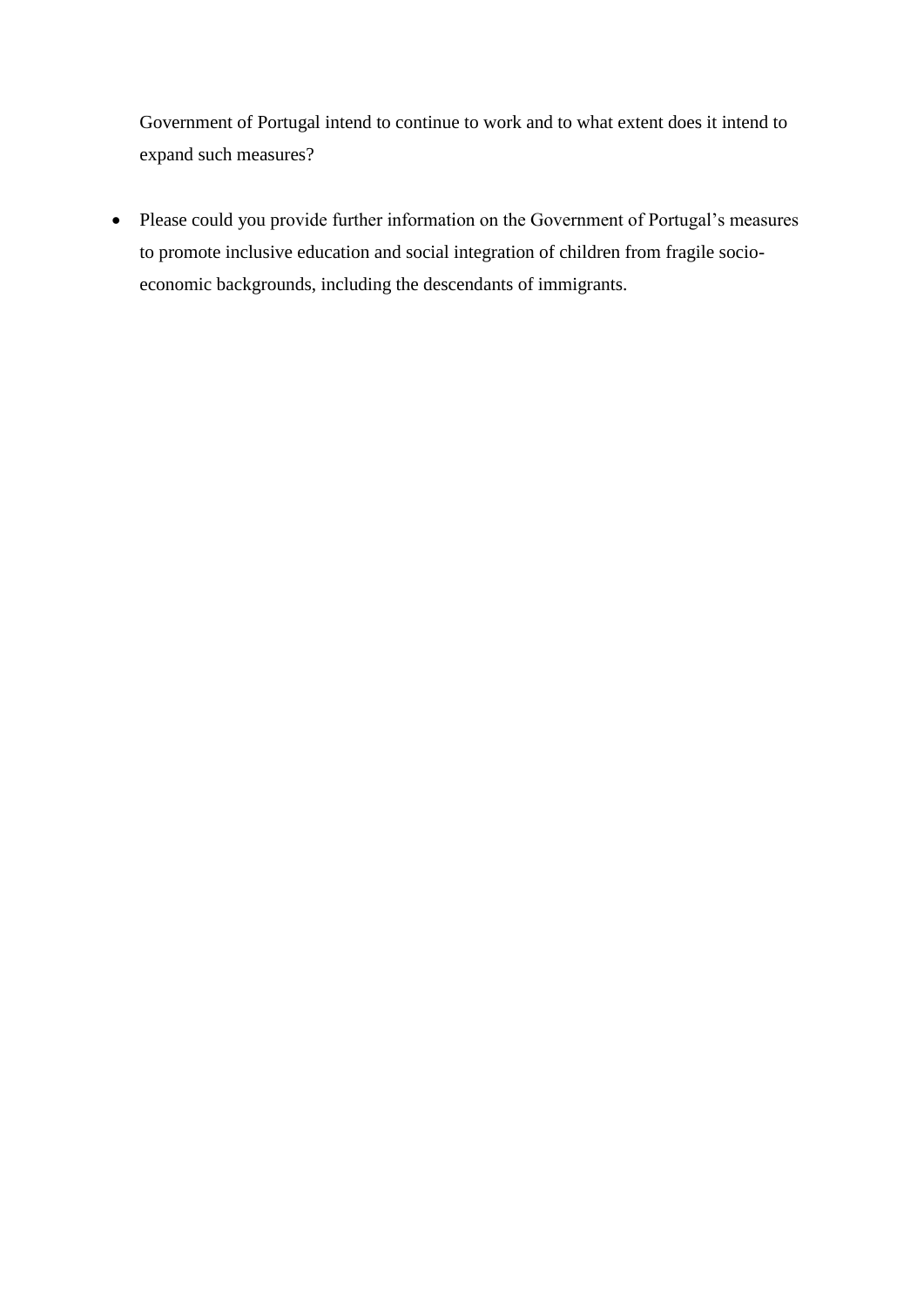Government of Portugal intend to continue to work and to what extent does it intend to expand such measures?

- Please could you provide further information on the Government of Portugal's measures to promote inclusive education and social integration of children from fragile socio-economic backgrounds, including the descendants of immigrants.